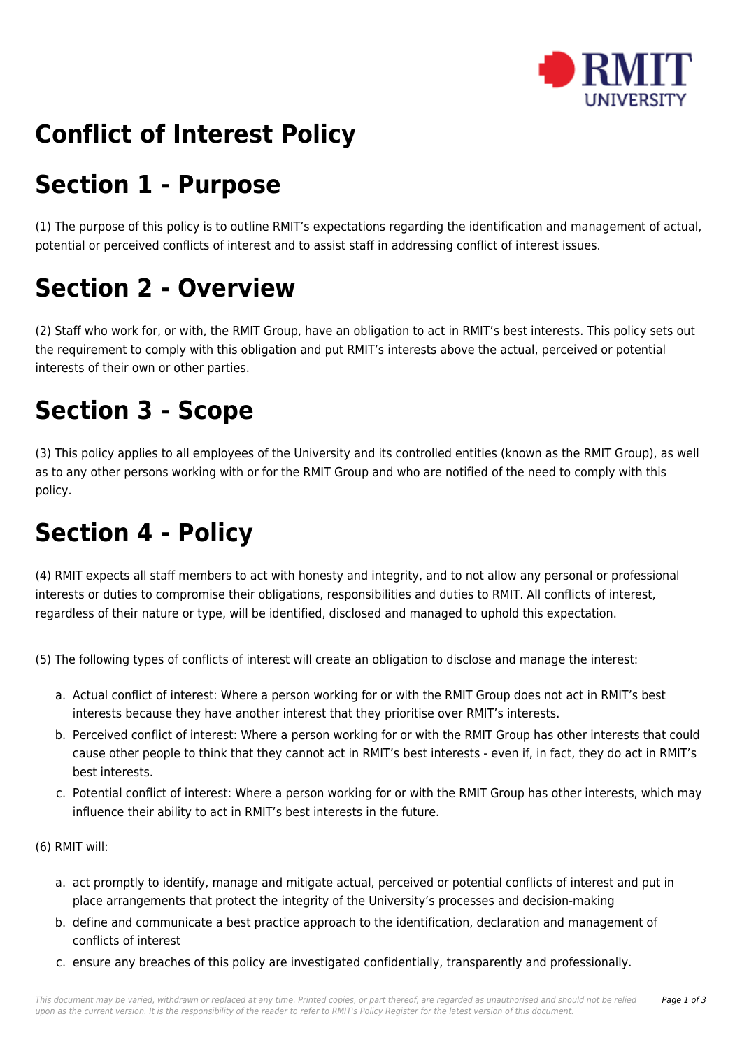# Conflict of Interest Policy

## Section 1 - Purpose

(1) The purpose of this policy is to outline RMIT's expectations regarding the identification and management of actual, potential or perceived conflicts of interest and to assist staff in addressing conflict of interest issues.

## Section 2 - Overview

(2) Staff who work for, or with, the RMIT Group, have an obligation to act in RMIT's best interests. This policy sets out the requirement to comply with this obligation and put RMIT's interests above the actual, perceived or potential interests of their own or other parties.

## Section 3 - Scope

(3) This policy applies to all employees of the University and its controlled entities (known as the RMIT Group), as well as to any other persons working with or for the RMIT Group and who are notified of the need to comply with this policy.

## Section 4 - Policy

(4) RMIT expects all staff members to act with honesty and integrity, and to not allow any personal or professional interests or duties to compromise their obligations, responsibilities and duties to RMIT. All conflicts of interest, regardless of their nature or type, will be identified, disclosed and managed to uphold this expectation.

(5) The following types of conflicts of interest will create an obligation to disclose and manage the interest:

a. Actual conflict of interest: Where a person working for or with the RMIT Group does not act in RMIT's best interests because they have another interest that they prioritise over RMIT's interests.
b. Perceived conflict of interest: Where a person working for or with the RMIT Group has other interests that could cause other people to think that they cannot act in RMIT's best interests - even if, in fact, they do act in RMIT's best interests.
c. Potential conflict of interest: Where a person working for or with the RMIT Group has other interests, which may influence their ability to act in RMIT's best interests in the future.

(6) RMIT will:

a. act promptly to identify, manage and mitigate actual, perceived or potential conflicts of interest and put in place arrangements that protect the integrity of the University's processes and decision-making
b. define and communicate a best practice approach to the identification, declaration and management of conflicts of interest
c. ensure any breaches of this policy are investigated confidentially, transparently and professionally.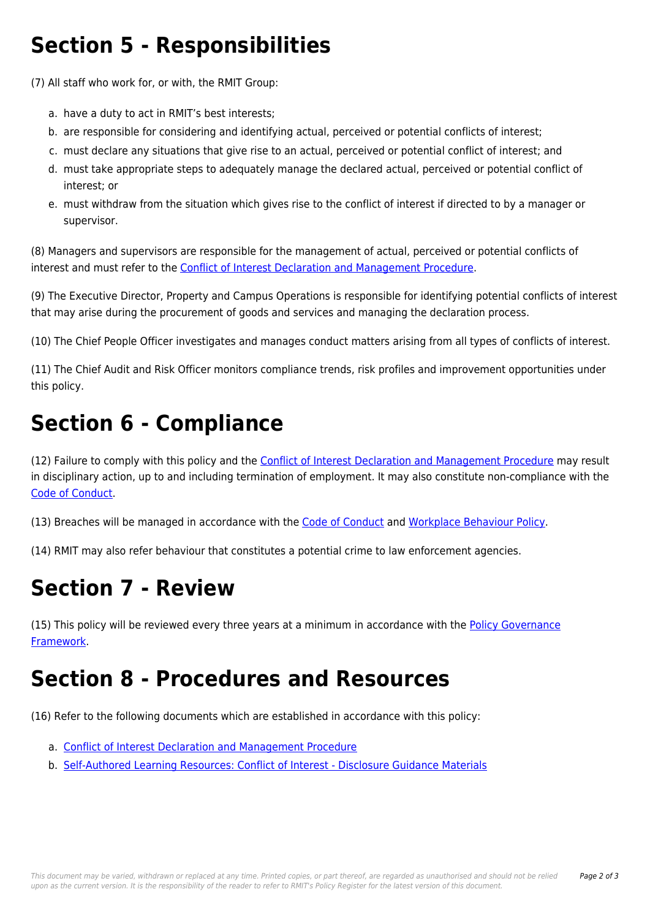# Section 5 - Responsibilities

(7) All staff who work for, or with, the RMIT Group:

a. have a duty to act in RMIT's best interests;
b. are responsible for considering and identifying actual, perceived or potential conflicts of interest;
c. must declare any situations that give rise to an actual, perceived or potential conflict of interest; and
d. must take appropriate steps to adequately manage the declared actual, perceived or potential conflict of interest; or
e. must withdraw from the situation which gives rise to the conflict of interest if directed to by a manager or supervisor.

(8) Managers and supervisors are responsible for the management of actual, perceived or potential conflicts of interest and must refer to the Conflict of Interest Declaration and Management Procedure.

(9) The Executive Director, Property and Campus Operations is responsible for identifying potential conflicts of interest that may arise during the procurement of goods and services and managing the declaration process.

(10) The Chief People Officer investigates and manages conduct matters arising from all types of conflicts of interest.

(11) The Chief Audit and Risk Officer monitors compliance trends, risk profiles and improvement opportunities under this policy.

# Section 6 - Compliance

(12) Failure to comply with this policy and the Conflict of Interest Declaration and Management Procedure may result in disciplinary action, up to and including termination of employment. It may also constitute non-compliance with the Code of Conduct.

(13) Breaches will be managed in accordance with the Code of Conduct and Workplace Behaviour Policy.

(14) RMIT may also refer behaviour that constitutes a potential crime to law enforcement agencies.

# Section 7 - Review

(15) This policy will be reviewed every three years at a minimum in accordance with the Policy Governance Framework.

# Section 8 - Procedures and Resources

(16) Refer to the following documents which are established in accordance with this policy:

a. Conflict of Interest Declaration and Management Procedure
b. Self-Authored Learning Resources: Conflict of Interest - Disclosure Guidance Materials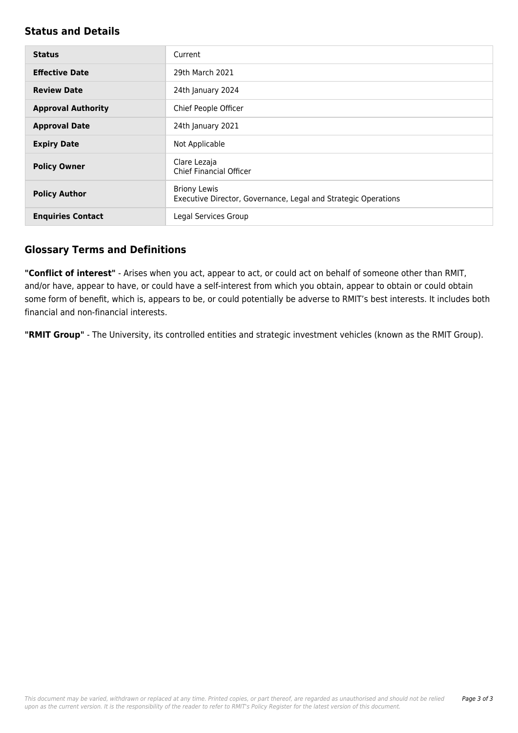## Status and Details

| | |
|---|---|
| **Status** | Current |
| **Effective Date** | 29th March 2021 |
| **Review Date** | 24th January 2024 |
| **Approval Authority** | Chief People Officer |
| **Approval Date** | 24th January 2021 |
| **Expiry Date** | Not Applicable |
| **Policy Owner** | Clare Lezaja<br>Chief Financial Officer |
| **Policy Author** | Briony Lewis<br>Executive Director, Governance, Legal and Strategic Operations |
| **Enquiries Contact** | Legal Services Group |

## Glossary Terms and Definitions

**"Conflict of interest"** - Arises when you act, appear to act, or could act on behalf of someone other than RMIT, and/or have, appear to have, or could have a self-interest from which you obtain, appear to obtain or could obtain some form of benefit, which is, appears to be, or could potentially be adverse to RMIT's best interests. It includes both financial and non-financial interests.

**"RMIT Group"** - The University, its controlled entities and strategic investment vehicles (known as the RMIT Group).

*This document may be varied, withdrawn or replaced at any time. Printed copies, or part thereof, are regarded as unauthorised and should not be relied upon as the current version. It is the responsibility of the reader to refer to RMIT's Policy Register for the latest version of this document.*